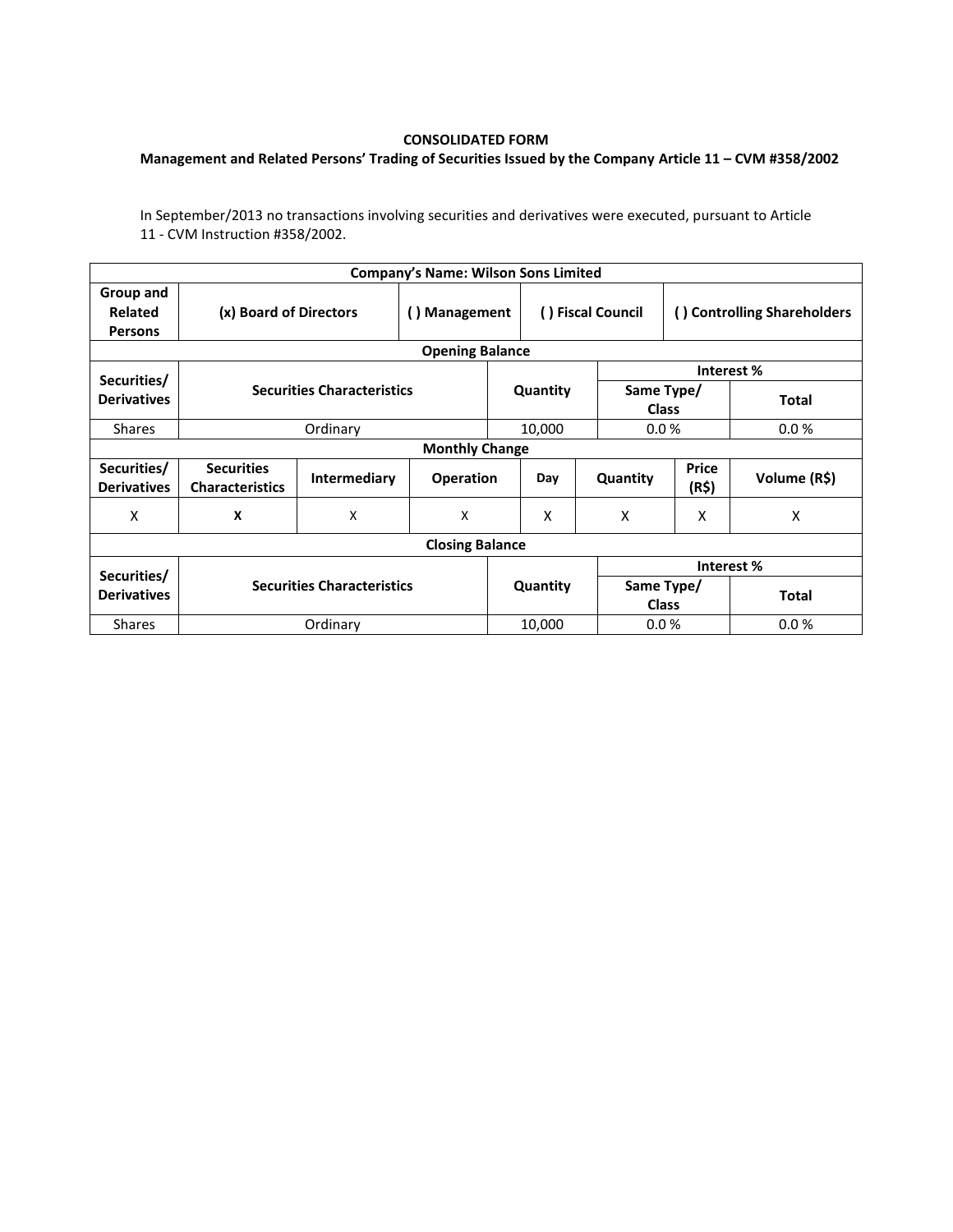**CONSOLIDATED FORM**

**Management and Related Persons' Trading of Securities Issued by the Company Article 11 – CVM #358/2002**

In September/2013 no transactions involving securities and derivatives were executed, pursuant to Article 11 - CVM Instruction #358/2002.

| **Company's Name: Wilson Sons Limited** | | | | | | | |
|---|---|---|---|---|---|---|---|
| **Group and Related Persons** | **(x) Board of Directors** | | **( ) Management** | **( ) Fiscal Council** | | **( ) Controlling Shareholders** | |
| **Opening Balance** | | | | | | | |
| **Securities/ Derivatives** | **Securities Characteristics** | | | **Quantity** | **Interest %** | | |
| | | | | | **Same Type/ Class** | | **Total** |
| Shares | Ordinary | | | 10,000 | 0.0 % | | 0.0 % |
| **Monthly Change** | | | | | | | |
| **Securities/ Derivatives** | **Securities Characteristics** | **Intermediary** | **Operation** | **Day** | **Quantity** | **Price (R$)** | **Volume (R$)** |
| X | **X** | X | X | X | X | X | X |
| **Closing Balance** | | | | | | | |
| **Securities/ Derivatives** | **Securities Characteristics** | | | **Quantity** | **Interest %** | | |
| | | | | | **Same Type/ Class** | | **Total** |
| Shares | Ordinary | | | 10,000 | 0.0 % | | 0.0 % |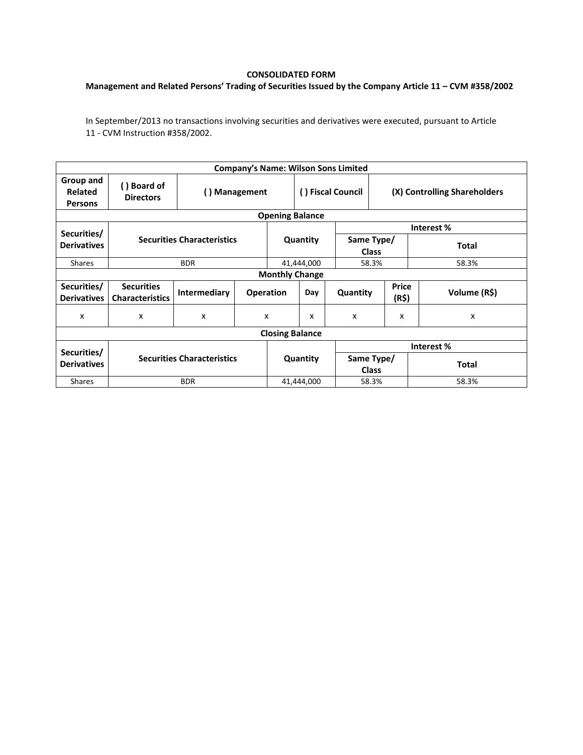**CONSOLIDATED FORM**

**Management and Related Persons' Trading of Securities Issued by the Company Article 11 – CVM #358/2002**

In September/2013 no transactions involving securities and derivatives were executed, pursuant to Article 11 - CVM Instruction #358/2002.

| **Company's Name: Wilson Sons Limited** | | | | | | | |
|---|---|---|---|---|---|---|---|
| **Group and Related Persons** | **( ) Board of Directors** | **( ) Management** | | **( ) Fiscal Council** | **(X) Controlling Shareholders** | | |
| **Opening Balance** | | | | | | | |
| **Securities/ Derivatives** | **Securities Characteristics** | | **Quantity** | | **Interest %** | | |
| | | | | | **Same Type/ Class** | **Total** | |
| Shares | BDR | | 41,444,000 | | 58.3% | 58.3% | |
| **Monthly Change** | | | | | | | |
| **Securities/ Derivatives** | **Securities Characteristics** | **Intermediary** | **Operation** | **Day** | **Quantity** | **Price (R$)** | **Volume (R$)** |
| x | x | x | x | x | x | x | x |
| **Closing Balance** | | | | | | | |
| **Securities/ Derivatives** | **Securities Characteristics** | | **Quantity** | | **Interest %** | | |
| | | | | | **Same Type/ Class** | **Total** | |
| Shares | BDR | | 41,444,000 | | 58.3% | 58.3% | |